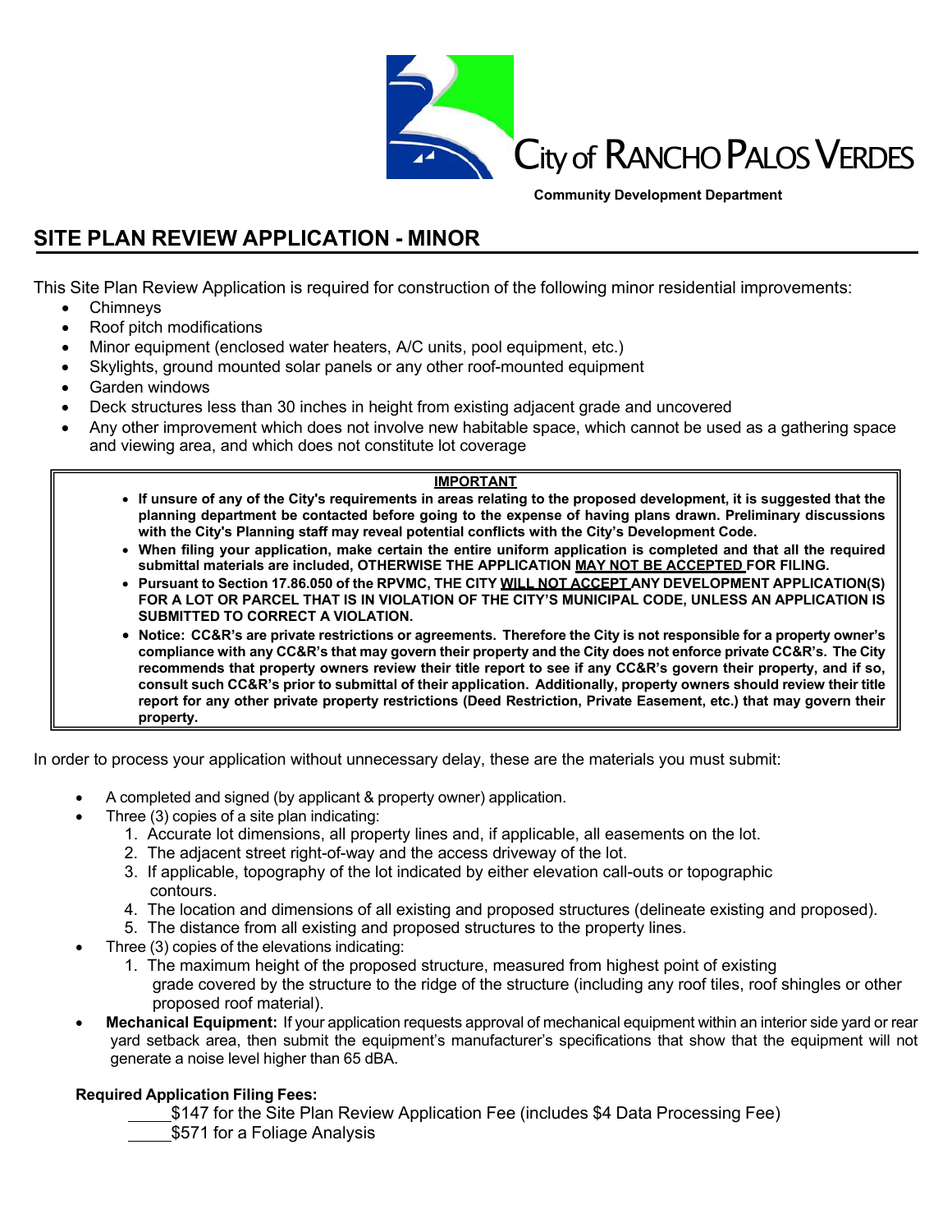City of RANCHO PALOS VERDES

**Community Development Department**

# SITE PLAN REVIEW APPLICATION - MINOR

This Site Plan Review Application is required for construction of the following minor residential improvements:

- Chimneys
- Roof pitch modifications
- Minor equipment (enclosed water heaters, A/C units, pool equipment, etc.)
- Skylights, ground mounted solar panels or any other roof-mounted equipment
- Garden windows
- Deck structures less than 30 inches in height from existing adjacent grade and uncovered
- Any other improvement which does not involve new habitable space, which cannot be used as a gathering space and viewing area, and which does not constitute lot coverage

**IMPORTANT**

- **If unsure of any of the City's requirements in areas relating to the proposed development, it is suggested that the planning department be contacted before going to the expense of having plans drawn. Preliminary discussions with the City's Planning staff may reveal potential conflicts with the City's Development Code.**
- **When filing your application, make certain the entire uniform application is completed and that all the required submittal materials are included, OTHERWISE THE APPLICATION MAY NOT BE ACCEPTED FOR FILING.**
- **Pursuant to Section 17.86.050 of the RPVMC, THE CITY WILL NOT ACCEPT ANY DEVELOPMENT APPLICATION(S) FOR A LOT OR PARCEL THAT IS IN VIOLATION OF THE CITY'S MUNICIPAL CODE, UNLESS AN APPLICATION IS SUBMITTED TO CORRECT A VIOLATION.**
- **Notice: CC&R's are private restrictions or agreements. Therefore the City is not responsible for a property owner's compliance with any CC&R's that may govern their property and the City does not enforce private CC&R's. The City recommends that property owners review their title report to see if any CC&R's govern their property, and if so, consult such CC&R's prior to submittal of their application. Additionally, property owners should review their title report for any other private property restrictions (Deed Restriction, Private Easement, etc.) that may govern their property.**

In order to process your application without unnecessary delay, these are the materials you must submit:

- A completed and signed (by applicant & property owner) application.
- Three (3) copies of a site plan indicating:
  1. Accurate lot dimensions, all property lines and, if applicable, all easements on the lot.
  2. The adjacent street right-of-way and the access driveway of the lot.
  3. If applicable, topography of the lot indicated by either elevation call-outs or topographic contours.
  4. The location and dimensions of all existing and proposed structures (delineate existing and proposed).
  5. The distance from all existing and proposed structures to the property lines.
- Three (3) copies of the elevations indicating:
  1. The maximum height of the proposed structure, measured from highest point of existing grade covered by the structure to the ridge of the structure (including any roof tiles, roof shingles or other proposed roof material).
- **Mechanical Equipment:** If your application requests approval of mechanical equipment within an interior side yard or rear yard setback area, then submit the equipment's manufacturer's specifications that show that the equipment will not generate a noise level higher than 65 dBA.

**Required Application Filing Fees:**

_____$147 for the Site Plan Review Application Fee (includes $4 Data Processing Fee)

_____$571 for a Foliage Analysis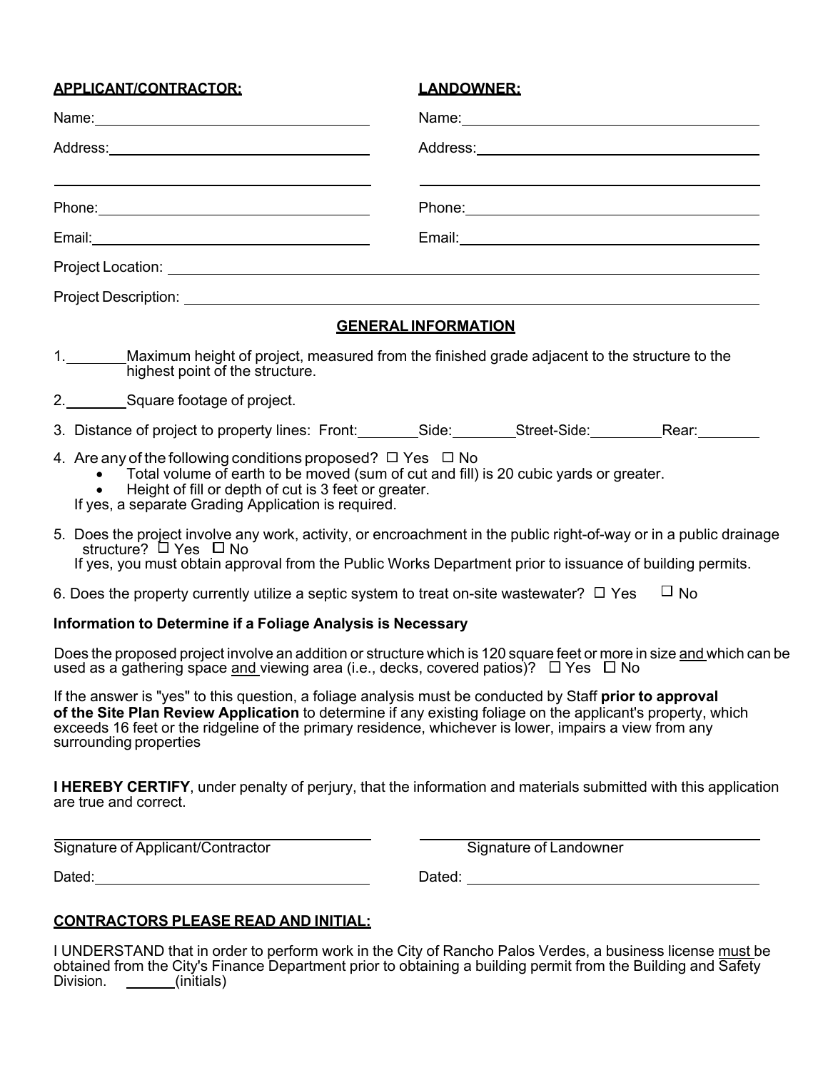**APPLICANT/CONTRACTOR:**

Name: ______________________

Address: ______________________

______________________

Phone: ______________________

Email: ______________________

**LANDOWNER:**

Name: ______________________

Address: ______________________

______________________

Phone: ______________________

Email: ______________________

Project Location: ______________________

Project Description: ______________________

## GENERAL INFORMATION

1. ________ Maximum height of project, measured from the finished grade adjacent to the structure to the highest point of the structure.

2. ________ Square footage of project.

3. Distance of project to property lines: Front: ________ Side: ________ Street-Side: ________ Rear: ________

4. Are any of the following conditions proposed? ☐ Yes ☐ No
   - Total volume of earth to be moved (sum of cut and fill) is 20 cubic yards or greater.
   - Height of fill or depth of cut is 3 feet or greater.

   If yes, a separate Grading Application is required.

5. Does the project involve any work, activity, or encroachment in the public right-of-way or in a public drainage structure? ☐ Yes ☐ No

   If yes, you must obtain approval from the Public Works Department prior to issuance of building permits.

6. Does the property currently utilize a septic system to treat on-site wastewater? ☐ Yes ☐ No

**Information to Determine if a Foliage Analysis is Necessary**

Does the proposed project involve an addition or structure which is 120 square feet or more in size and which can be used as a gathering space and viewing area (i.e., decks, covered patios)? ☐ Yes ☐ No

If the answer is "yes" to this question, a foliage analysis must be conducted by Staff **prior to approval of the Site Plan Review Application** to determine if any existing foliage on the applicant's property, which exceeds 16 feet or the ridgeline of the primary residence, whichever is lower, impairs a view from any surrounding properties

**I HEREBY CERTIFY**, under penalty of perjury, that the information and materials submitted with this application are true and correct.

______________________
Signature of Applicant/Contractor

Dated: ______________________

______________________
Signature of Landowner

Dated: ______________________

**CONTRACTORS PLEASE READ AND INITIAL:**

I UNDERSTAND that in order to perform work in the City of Rancho Palos Verdes, a business license must be obtained from the City's Finance Department prior to obtaining a building permit from the Building and Safety Division. ______(initials)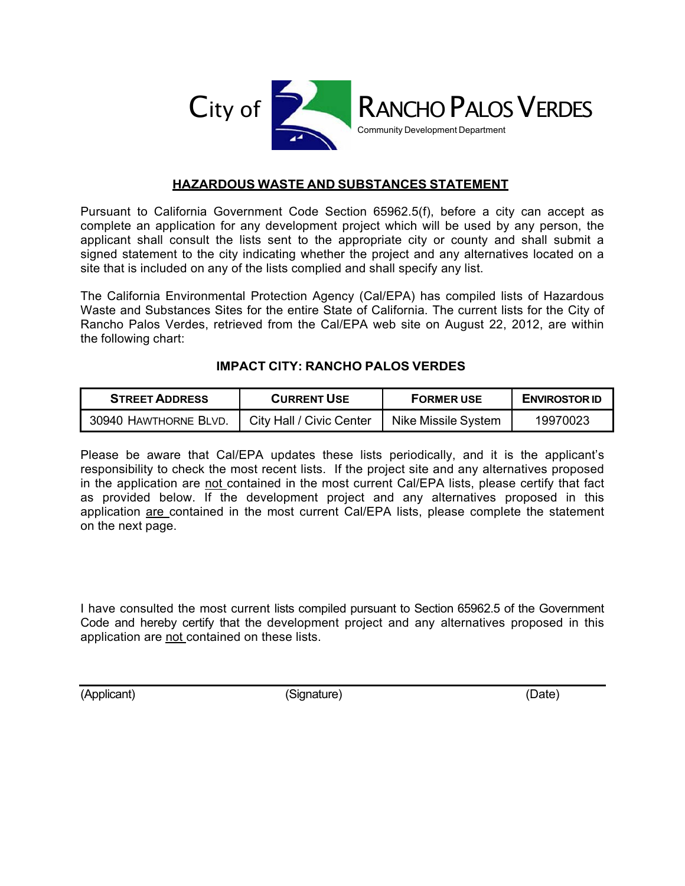City of RANCHO PALOS VERDES

Community Development Department

## HAZARDOUS WASTE AND SUBSTANCES STATEMENT

Pursuant to California Government Code Section 65962.5(f), before a city can accept as complete an application for any development project which will be used by any person, the applicant shall consult the lists sent to the appropriate city or county and shall submit a signed statement to the city indicating whether the project and any alternatives located on a site that is included on any of the lists complied and shall specify any list.

The California Environmental Protection Agency (Cal/EPA) has compiled lists of Hazardous Waste and Substances Sites for the entire State of California. The current lists for the City of Rancho Palos Verdes, retrieved from the Cal/EPA web site on August 22, 2012, are within the following chart:

### IMPACT CITY: RANCHO PALOS VERDES

| STREET ADDRESS | CURRENT USE | FORMER USE | ENVIROSTOR ID |
|---|---|---|---|
| 30940 HAWTHORNE BLVD. | City Hall / Civic Center | Nike Missile System | 19970023 |

Please be aware that Cal/EPA updates these lists periodically, and it is the applicant's responsibility to check the most recent lists. If the project site and any alternatives proposed in the application are not contained in the most current Cal/EPA lists, please certify that fact as provided below. If the development project and any alternatives proposed in this application are contained in the most current Cal/EPA lists, please complete the statement on the next page.

I have consulted the most current lists compiled pursuant to Section 65962.5 of the Government Code and hereby certify that the development project and any alternatives proposed in this application are not contained on these lists.

(Applicant) (Signature) (Date)